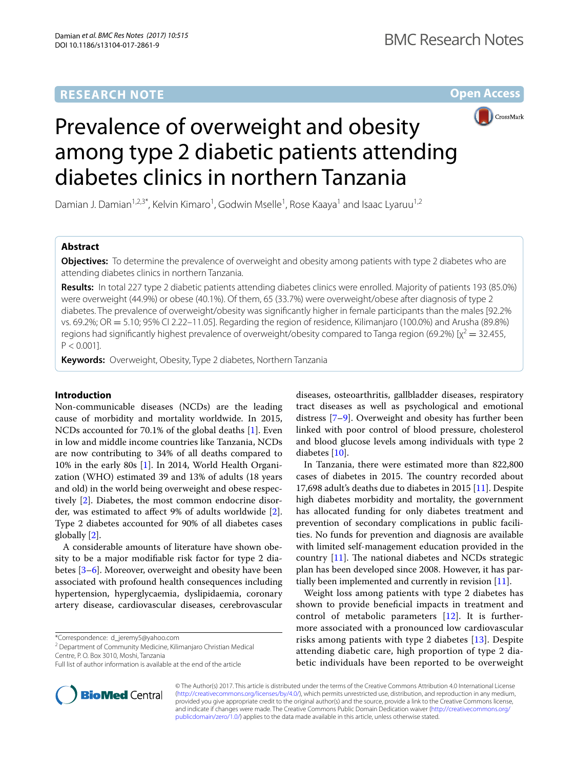RESEARCH NOTE

Open Access

# Prevalence of overweight and obesity among type 2 diabetic patients attending diabetes clinics in northern Tanzania

Damian J. Damian[1,2,3*], Kelvin Kimaro[1], Godwin Mselle[1], Rose Kaaya[1] and Isaac Lyaruu[1,2]

## Abstract

**Objectives:** To determine the prevalence of overweight and obesity among patients with type 2 diabetes who are attending diabetes clinics in northern Tanzania.

**Results:** In total 227 type 2 diabetic patients attending diabetes clinics were enrolled. Majority of patients 193 (85.0%) were overweight (44.9%) or obese (40.1%). Of them, 65 (33.7%) were overweight/obese after diagnosis of type 2 diabetes. The prevalence of overweight/obesity was significantly higher in female participants than the males [92.2% vs. 69.2%; OR = 5.10; 95% CI 2.22–11.05]. Regarding the region of residence, Kilimanjaro (100.0%) and Arusha (89.8%) regions had significantly highest prevalence of overweight/obesity compared to Tanga region (69.2%) [$\chi^2 = 32.455$, $P < 0.001$].

**Keywords:** Overweight, Obesity, Type 2 diabetes, Northern Tanzania

## Introduction

Non-communicable diseases (NCDs) are the leading cause of morbidity and mortality worldwide. In 2015, NCDs accounted for 70.1% of the global deaths [1]. Even in low and middle income countries like Tanzania, NCDs are now contributing to 34% of all deaths compared to 10% in the early 80s [1]. In 2014, World Health Organization (WHO) estimated 39 and 13% of adults (18 years and old) in the world being overweight and obese respectively [2]. Diabetes, the most common endocrine disorder, was estimated to affect 9% of adults worldwide [2]. Type 2 diabetes accounted for 90% of all diabetes cases globally [2].

A considerable amounts of literature have shown obesity to be a major modifiable risk factor for type 2 diabetes [3–6]. Moreover, overweight and obesity have been associated with profound health consequences including hypertension, hyperglycaemia, dyslipidaemia, coronary artery disease, cardiovascular diseases, cerebrovascular diseases, osteoarthritis, gallbladder diseases, respiratory tract diseases as well as psychological and emotional distress [7–9]. Overweight and obesity has further been linked with poor control of blood pressure, cholesterol and blood glucose levels among individuals with type 2 diabetes [10].

In Tanzania, there were estimated more than 822,800 cases of diabetes in 2015. The country recorded about 17,698 adult's deaths due to diabetes in 2015 [11]. Despite high diabetes morbidity and mortality, the government has allocated funding for only diabetes treatment and prevention of secondary complications in public facilities. No funds for prevention and diagnosis are available with limited self-management education provided in the country [11]. The national diabetes and NCDs strategic plan has been developed since 2008. However, it has partially been implemented and currently in revision [11].

Weight loss among patients with type 2 diabetes has shown to provide beneficial impacts in treatment and control of metabolic parameters [12]. It is furthermore associated with a pronounced low cardiovascular risks among patients with type 2 diabetes [13]. Despite attending diabetic care, high proportion of type 2 diabetic individuals have been reported to be overweight

*Correspondence: d_jeremy5@yahoo.com
[2] Department of Community Medicine, Kilimanjaro Christian Medical Centre, P. O. Box 3010, Moshi, Tanzania
Full list of author information is available at the end of the article

© The Author(s) 2017. This article is distributed under the terms of the Creative Commons Attribution 4.0 International License (http://creativecommons.org/licenses/by/4.0/), which permits unrestricted use, distribution, and reproduction in any medium, provided you give appropriate credit to the original author(s) and the source, provide a link to the Creative Commons license, and indicate if changes were made. The Creative Commons Public Domain Dedication waiver (http://creativecommons.org/publicdomain/zero/1.0/) applies to the data made available in this article, unless otherwise stated.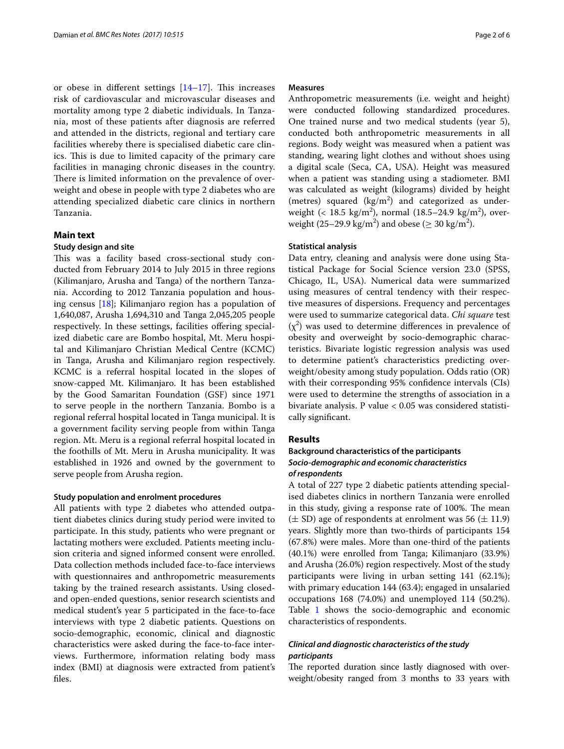or obese in different settings [14–17]. This increases risk of cardiovascular and microvascular diseases and mortality among type 2 diabetic individuals. In Tanzania, most of these patients after diagnosis are referred and attended in the districts, regional and tertiary care facilities whereby there is specialised diabetic care clinics. This is due to limited capacity of the primary care facilities in managing chronic diseases in the country. There is limited information on the prevalence of overweight and obese in people with type 2 diabetes who are attending specialized diabetic care clinics in northern Tanzania.

## Main text

### Study design and site

This was a facility based cross-sectional study conducted from February 2014 to July 2015 in three regions (Kilimanjaro, Arusha and Tanga) of the northern Tanzania. According to 2012 Tanzania population and housing census [18]; Kilimanjaro region has a population of 1,640,087, Arusha 1,694,310 and Tanga 2,045,205 people respectively. In these settings, facilities offering specialized diabetic care are Bombo hospital, Mt. Meru hospital and Kilimanjaro Christian Medical Centre (KCMC) in Tanga, Arusha and Kilimanjaro region respectively. KCMC is a referral hospital located in the slopes of snow-capped Mt. Kilimanjaro. It has been established by the Good Samaritan Foundation (GSF) since 1971 to serve people in the northern Tanzania. Bombo is a regional referral hospital located in Tanga municipal. It is a government facility serving people from within Tanga region. Mt. Meru is a regional referral hospital located in the foothills of Mt. Meru in Arusha municipality. It was established in 1926 and owned by the government to serve people from Arusha region.

### Study population and enrolment procedures

All patients with type 2 diabetes who attended outpatient diabetes clinics during study period were invited to participate. In this study, patients who were pregnant or lactating mothers were excluded. Patients meeting inclusion criteria and signed informed consent were enrolled. Data collection methods included face-to-face interviews with questionnaires and anthropometric measurements taking by the trained research assistants. Using closed- and open-ended questions, senior research scientists and medical student's year 5 participated in the face-to-face interviews with type 2 diabetic patients. Questions on socio-demographic, economic, clinical and diagnostic characteristics were asked during the face-to-face interviews. Furthermore, information relating body mass index (BMI) at diagnosis were extracted from patient's files.

### Measures

Anthropometric measurements (i.e. weight and height) were conducted following standardized procedures. One trained nurse and two medical students (year 5), conducted both anthropometric measurements in all regions. Body weight was measured when a patient was standing, wearing light clothes and without shoes using a digital scale (Seca, CA, USA). Height was measured when a patient was standing using a stadiometer. BMI was calculated as weight (kilograms) divided by height (metres) squared (kg/m$^2$) and categorized as underweight (< 18.5 kg/m$^2$), normal (18.5–24.9 kg/m$^2$), overweight (25–29.9 kg/m$^2$) and obese (≥ 30 kg/m$^2$).

### Statistical analysis

Data entry, cleaning and analysis were done using Statistical Package for Social Science version 23.0 (SPSS, Chicago, IL, USA). Numerical data were summarized using measures of central tendency with their respective measures of dispersions. Frequency and percentages were used to summarize categorical data. *Chi square* test ($\chi^2$) was used to determine differences in prevalence of obesity and overweight by socio-demographic characteristics. Bivariate logistic regression analysis was used to determine patient's characteristics predicting overweight/obesity among study population. Odds ratio (OR) with their corresponding 95% confidence intervals (CIs) were used to determine the strengths of association in a bivariate analysis. P value < 0.05 was considered statistically significant.

## Results

### Background characteristics of the participants

#### *Socio-demographic and economic characteristics of respondents*

A total of 227 type 2 diabetic patients attending specialised diabetes clinics in northern Tanzania were enrolled in this study, giving a response rate of 100%. The mean (± SD) age of respondents at enrolment was 56 (± 11.9) years. Slightly more than two-thirds of participants 154 (67.8%) were males. More than one-third of the patients (40.1%) were enrolled from Tanga; Kilimanjaro (33.9%) and Arusha (26.0%) region respectively. Most of the study participants were living in urban setting 141 (62.1%); with primary education 144 (63.4); engaged in unsalaried occupations 168 (74.0%) and unemployed 114 (50.2%). Table 1 shows the socio-demographic and economic characteristics of respondents.

#### *Clinical and diagnostic characteristics of the study participants*

The reported duration since lastly diagnosed with overweight/obesity ranged from 3 months to 33 years with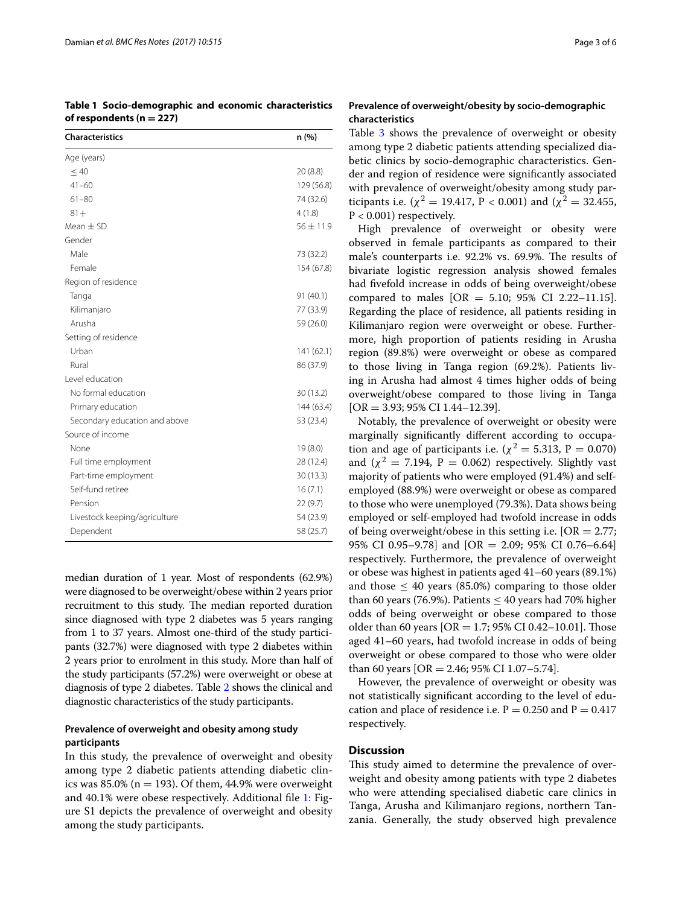**Table 1 Socio-demographic and economic characteristics of respondents (n = 227)**

| Characteristics | n (%) |
|---|---|
| Age (years) | |
| ≤ 40 | 20 (8.8) |
| 41–60 | 129 (56.8) |
| 61–80 | 74 (32.6) |
| 81+ | 4 (1.8) |
| Mean ± SD | 56 ± 11.9 |
| Gender | |
| Male | 73 (32.2) |
| Female | 154 (67.8) |
| Region of residence | |
| Tanga | 91 (40.1) |
| Kilimanjaro | 77 (33.9) |
| Arusha | 59 (26.0) |
| Setting of residence | |
| Urban | 141 (62.1) |
| Rural | 86 (37.9) |
| Level education | |
| No formal education | 30 (13.2) |
| Primary education | 144 (63.4) |
| Secondary education and above | 53 (23.4) |
| Source of income | |
| None | 19 (8.0) |
| Full time employment | 28 (12.4) |
| Part-time employment | 30 (13.3) |
| Self-fund retiree | 16 (7.1) |
| Pension | 22 (9.7) |
| Livestock keeping/agriculture | 54 (23.9) |
| Dependent | 58 (25.7) |

median duration of 1 year. Most of respondents (62.9%) were diagnosed to be overweight/obese within 2 years prior recruitment to this study. The median reported duration since diagnosed with type 2 diabetes was 5 years ranging from 1 to 37 years. Almost one-third of the study participants (32.7%) were diagnosed with type 2 diabetes within 2 years prior to enrolment in this study. More than half of the study participants (57.2%) were overweight or obese at diagnosis of type 2 diabetes. Table 2 shows the clinical and diagnostic characteristics of the study participants.

### Prevalence of overweight and obesity among study participants

In this study, the prevalence of overweight and obesity among type 2 diabetic patients attending diabetic clinics was 85.0% (n = 193). Of them, 44.9% were overweight and 40.1% were obese respectively. Additional file 1: Figure S1 depicts the prevalence of overweight and obesity among the study participants.

### Prevalence of overweight/obesity by socio-demographic characteristics

Table 3 shows the prevalence of overweight or obesity among type 2 diabetic patients attending specialized diabetic clinics by socio-demographic characteristics. Gender and region of residence were significantly associated with prevalence of overweight/obesity among study participants i.e. ($\chi^2 = 19.417$, $P < 0.001$) and ($\chi^2 = 32.455$, $P < 0.001$) respectively.

High prevalence of overweight or obesity were observed in female participants as compared to their male's counterparts i.e. 92.2% vs. 69.9%. The results of bivariate logistic regression analysis showed females had fivefold increase in odds of being overweight/obese compared to males [OR = 5.10; 95% CI 2.22–11.15]. Regarding the place of residence, all patients residing in Kilimanjaro region were overweight or obese. Furthermore, high proportion of patients residing in Arusha region (89.8%) were overweight or obese as compared to those living in Tanga region (69.2%). Patients living in Arusha had almost 4 times higher odds of being overweight/obese compared to those living in Tanga [OR = 3.93; 95% CI 1.44–12.39].

Notably, the prevalence of overweight or obesity were marginally significantly different according to occupation and age of participants i.e. ($\chi^2 = 5.313$, $P = 0.070$) and ($\chi^2 = 7.194$, $P = 0.062$) respectively. Slightly vast majority of patients who were employed (91.4%) and self-employed (88.9%) were overweight or obese as compared to those who were unemployed (79.3%). Data shows being employed or self-employed had twofold increase in odds of being overweight/obese in this setting i.e. [OR = 2.77; 95% CI 0.95–9.78] and [OR = 2.09; 95% CI 0.76–6.64] respectively. Furthermore, the prevalence of overweight or obese was highest in patients aged 41–60 years (89.1%) and those ≤ 40 years (85.0%) comparing to those older than 60 years (76.9%). Patients ≤ 40 years had 70% higher odds of being overweight or obese compared to those older than 60 years [OR = 1.7; 95% CI 0.42–10.01]. Those aged 41–60 years, had twofold increase in odds of being overweight or obese compared to those who were older than 60 years [OR = 2.46; 95% CI 1.07–5.74].

However, the prevalence of overweight or obesity was not statistically significant according to the level of education and place of residence i.e. $P = 0.250$ and $P = 0.417$ respectively.

## Discussion

This study aimed to determine the prevalence of overweight and obesity among patients with type 2 diabetes who were attending specialised diabetic care clinics in Tanga, Arusha and Kilimanjaro regions, northern Tanzania. Generally, the study observed high prevalence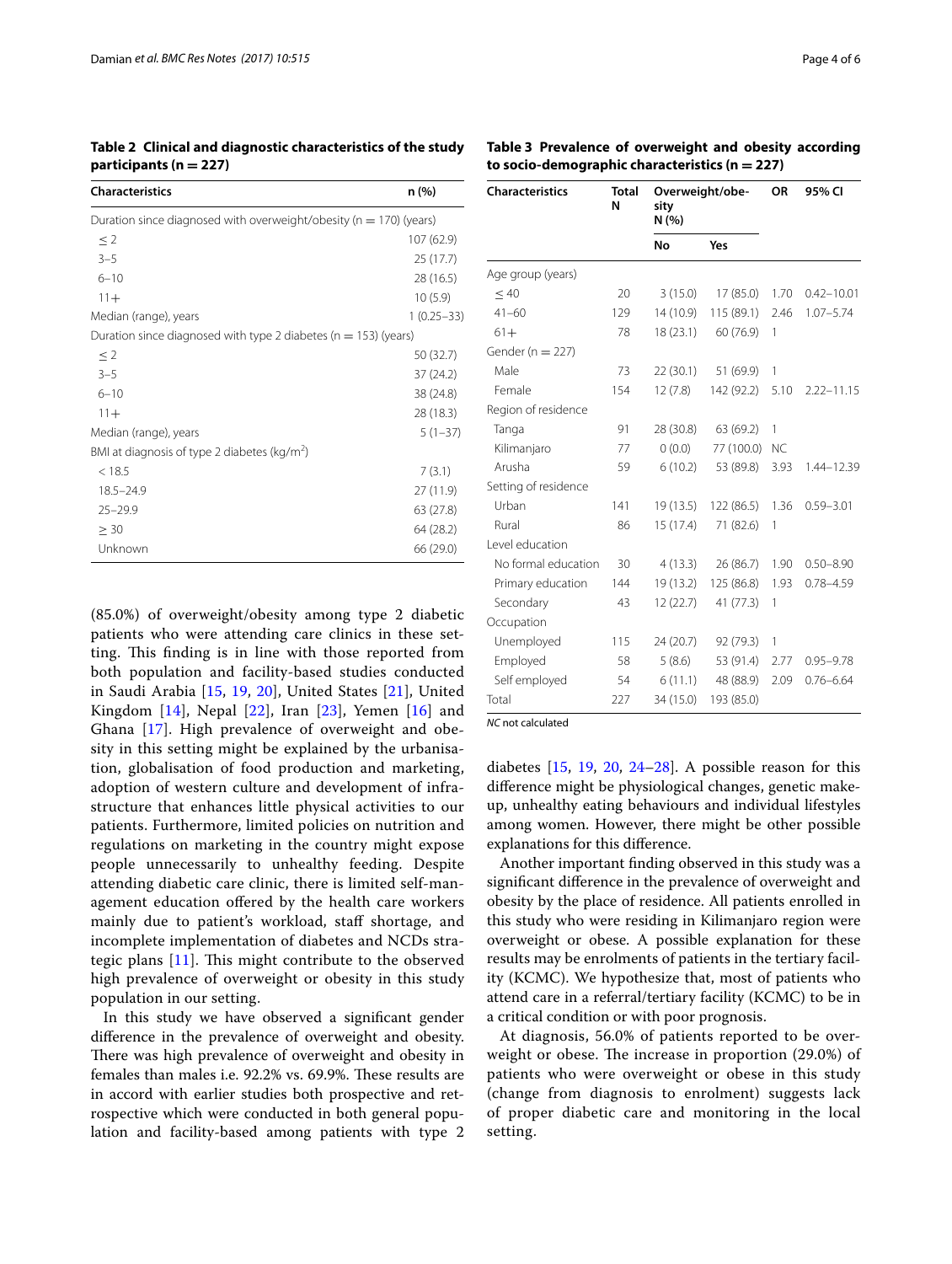**Table 2 Clinical and diagnostic characteristics of the study participants (n = 227)**

| Characteristics | n (%) |
|---|---|
| Duration since diagnosed with overweight/obesity (n = 170) (years) | |
| ≤ 2 | 107 (62.9) |
| 3–5 | 25 (17.7) |
| 6–10 | 28 (16.5) |
| 11+ | 10 (5.9) |
| Median (range), years | 1 (0.25–33) |
| Duration since diagnosed with type 2 diabetes (n = 153) (years) | |
| ≤ 2 | 50 (32.7) |
| 3–5 | 37 (24.2) |
| 6–10 | 38 (24.8) |
| 11+ | 28 (18.3) |
| Median (range), years | 5 (1–37) |
| BMI at diagnosis of type 2 diabetes (kg/m$^2$) | |
| < 18.5 | 7 (3.1) |
| 18.5–24.9 | 27 (11.9) |
| 25–29.9 | 63 (27.8) |
| ≥ 30 | 64 (28.2) |
| Unknown | 66 (29.0) |

(85.0%) of overweight/obesity among type 2 diabetic patients who were attending care clinics in these setting. This finding is in line with those reported from both population and facility-based studies conducted in Saudi Arabia [15, 19, 20], United States [21], United Kingdom [14], Nepal [22], Iran [23], Yemen [16] and Ghana [17]. High prevalence of overweight and obesity in this setting might be explained by the urbanisation, globalisation of food production and marketing, adoption of western culture and development of infrastructure that enhances little physical activities to our patients. Furthermore, limited policies on nutrition and regulations on marketing in the country might expose people unnecessarily to unhealthy feeding. Despite attending diabetic care clinic, there is limited self-management education offered by the health care workers mainly due to patient's workload, staff shortage, and incomplete implementation of diabetes and NCDs strategic plans [11]. This might contribute to the observed high prevalence of overweight or obesity in this study population in our setting.

In this study we have observed a significant gender difference in the prevalence of overweight and obesity. There was high prevalence of overweight and obesity in females than males i.e. 92.2% vs. 69.9%. These results are in accord with earlier studies both prospective and retrospective which were conducted in both general population and facility-based among patients with type 2 diabetes [15, 19, 20, 24–28]. A possible reason for this difference might be physiological changes, genetic makeup, unhealthy eating behaviours and individual lifestyles among women. However, there might be other possible explanations for this difference.

**Table 3 Prevalence of overweight and obesity according to socio-demographic characteristics (n = 227)**

| Characteristics | Total N | Overweight/obesity N (%) | | OR | 95% CI |
|---|---|---|---|---|---|
| | | No | Yes | | |
| Age group (years) | | | | | |
| ≤ 40 | 20 | 3 (15.0) | 17 (85.0) | 1.70 | 0.42–10.01 |
| 41–60 | 129 | 14 (10.9) | 115 (89.1) | 2.46 | 1.07–5.74 |
| 61+ | 78 | 18 (23.1) | 60 (76.9) | 1 | |
| Gender (n = 227) | | | | | |
| Male | 73 | 22 (30.1) | 51 (69.9) | 1 | |
| Female | 154 | 12 (7.8) | 142 (92.2) | 5.10 | 2.22–11.15 |
| Region of residence | | | | | |
| Tanga | 91 | 28 (30.8) | 63 (69.2) | 1 | |
| Kilimanjaro | 77 | 0 (0.0) | 77 (100.0) | NC | |
| Arusha | 59 | 6 (10.2) | 53 (89.8) | 3.93 | 1.44–12.39 |
| Setting of residence | | | | | |
| Urban | 141 | 19 (13.5) | 122 (86.5) | 1.36 | 0.59–3.01 |
| Rural | 86 | 15 (17.4) | 71 (82.6) | 1 | |
| Level education | | | | | |
| No formal education | 30 | 4 (13.3) | 26 (86.7) | 1.90 | 0.50–8.90 |
| Primary education | 144 | 19 (13.2) | 125 (86.8) | 1.93 | 0.78–4.59 |
| Secondary | 43 | 12 (22.7) | 41 (77.3) | 1 | |
| Occupation | | | | | |
| Unemployed | 115 | 24 (20.7) | 92 (79.3) | 1 | |
| Employed | 58 | 5 (8.6) | 53 (91.4) | 2.77 | 0.95–9.78 |
| Self employed | 54 | 6 (11.1) | 48 (88.9) | 2.09 | 0.76–6.64 |
| Total | 227 | 34 (15.0) | 193 (85.0) | | |

*NC* not calculated

Another important finding observed in this study was a significant difference in the prevalence of overweight and obesity by the place of residence. All patients enrolled in this study who were residing in Kilimanjaro region were overweight or obese. A possible explanation for these results may be enrolments of patients in the tertiary facility (KCMC). We hypothesize that, most of patients who attend care in a referral/tertiary facility (KCMC) to be in a critical condition or with poor prognosis.

At diagnosis, 56.0% of patients reported to be overweight or obese. The increase in proportion (29.0%) of patients who were overweight or obese in this study (change from diagnosis to enrolment) suggests lack of proper diabetic care and monitoring in the local setting.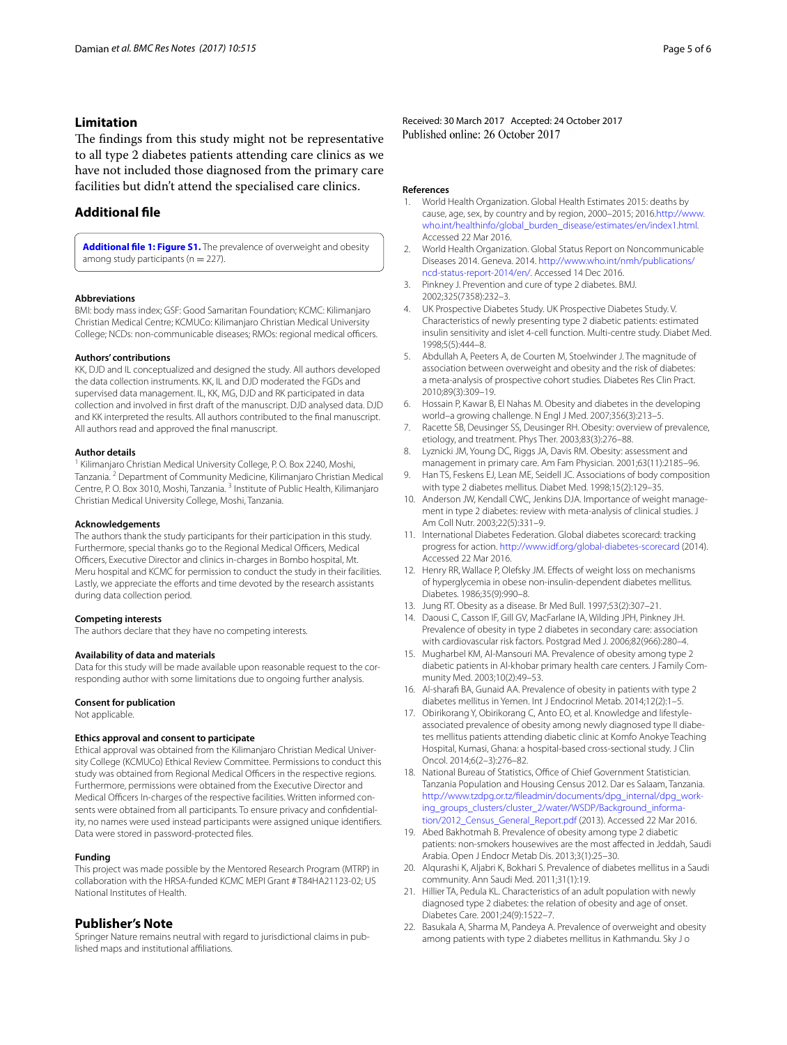## Limitation

The findings from this study might not be representative to all type 2 diabetes patients attending care clinics as we have not included those diagnosed from the primary care facilities but didn't attend the specialised care clinics.

## Additional file

**Additional file 1: Figure S1.** The prevalence of overweight and obesity among study participants (n = 227).

### Abbreviations

BMI: body mass index; GSF: Good Samaritan Foundation; KCMC: Kilimanjaro Christian Medical Centre; KCMUCo: Kilimanjaro Christian Medical University College; NCDs: non-communicable diseases; RMOs: regional medical officers.

### Authors' contributions

KK, DJD and IL conceptualized and designed the study. All authors developed the data collection instruments. KK, IL and DJD moderated the FGDs and supervised data management. IL, KK, MG, DJD and RK participated in data collection and involved in first draft of the manuscript. DJD analysed data. DJD and KK interpreted the results. All authors contributed to the final manuscript. All authors read and approved the final manuscript.

### Author details

[1] Kilimanjaro Christian Medical University College, P. O. Box 2240, Moshi, Tanzania. [2] Department of Community Medicine, Kilimanjaro Christian Medical Centre, P. O. Box 3010, Moshi, Tanzania. [3] Institute of Public Health, Kilimanjaro Christian Medical University College, Moshi, Tanzania.

### Acknowledgements

The authors thank the study participants for their participation in this study. Furthermore, special thanks go to the Regional Medical Officers, Medical Officers, Executive Director and clinics in-charges in Bombo hospital, Mt. Meru hospital and KCMC for permission to conduct the study in their facilities. Lastly, we appreciate the efforts and time devoted by the research assistants during data collection period.

### Competing interests

The authors declare that they have no competing interests.

### Availability of data and materials

Data for this study will be made available upon reasonable request to the corresponding author with some limitations due to ongoing further analysis.

### Consent for publication

Not applicable.

### Ethics approval and consent to participate

Ethical approval was obtained from the Kilimanjaro Christian Medical University College (KCMUCo) Ethical Review Committee. Permissions to conduct this study was obtained from Regional Medical Officers in the respective regions. Furthermore, permissions were obtained from the Executive Director and Medical Officers In-charges of the respective facilities. Written informed consents were obtained from all participants. To ensure privacy and confidentiality, no names were used instead participants were assigned unique identifiers. Data were stored in password-protected files.

### Funding

This project was made possible by the Mentored Research Program (MTRP) in collaboration with the HRSA-funded KCMC MEPI Grant # T84HA21123-02; US National Institutes of Health.

## Publisher's Note

Springer Nature remains neutral with regard to jurisdictional claims in published maps and institutional affiliations.

Received: 30 March 2017 Accepted: 24 October 2017
Published online: 26 October 2017

### References

1. World Health Organization. Global Health Estimates 2015: deaths by cause, age, sex, by country and by region, 2000–2015; 2016.http://www.who.int/healthinfo/global_burden_disease/estimates/en/index1.html. Accessed 22 Mar 2016.
2. World Health Organization. Global Status Report on Noncommunicable Diseases 2014. Geneva. 2014. http://www.who.int/nmh/publications/ncd-status-report-2014/en/. Accessed 14 Dec 2016.
3. Pinkney J. Prevention and cure of type 2 diabetes. BMJ. 2002;325(7358):232–3.
4. UK Prospective Diabetes Study. UK Prospective Diabetes Study. V. Characteristics of newly presenting type 2 diabetic patients: estimated insulin sensitivity and islet 4-cell function. Multi-centre study. Diabet Med. 1998;5(5):444–8.
5. Abdullah A, Peeters A, de Courten M, Stoelwinder J. The magnitude of association between overweight and obesity and the risk of diabetes: a meta-analysis of prospective cohort studies. Diabetes Res Clin Pract. 2010;89(3):309–19.
6. Hossain P, Kawar B, El Nahas M. Obesity and diabetes in the developing world--a growing challenge. N Engl J Med. 2007;356(3):213–5.
7. Racette SB, Deusinger SS, Deusinger RH. Obesity: overview of prevalence, etiology, and treatment. Phys Ther. 2003;83(3):276–88.
8. Lyznicki JM, Young DC, Riggs JA, Davis RM. Obesity: assessment and management in primary care. Am Fam Physician. 2001;63(11):2185–96.
9. Han TS, Feskens EJ, Lean ME, Seidell JC. Associations of body composition with type 2 diabetes mellitus. Diabet Med. 1998;15(2):129–35.
10. Anderson JW, Kendall CWC, Jenkins DJA. Importance of weight management in type 2 diabetes: review with meta-analysis of clinical studies. J Am Coll Nutr. 2003;22(5):331–9.
11. International Diabetes Federation. Global diabetes scorecard: tracking progress for action. http://www.idf.org/global-diabetes-scorecard (2014). Accessed 22 Mar 2016.
12. Henry RR, Wallace P, Olefsky JM. Effects of weight loss on mechanisms of hyperglycemia in obese non-insulin-dependent diabetes mellitus. Diabetes. 1986;35(9):990–8.
13. Jung RT. Obesity as a disease. Br Med Bull. 1997;53(2):307–21.
14. Daousi C, Casson IF, Gill GV, MacFarlane IA, Wilding JPH, Pinkney JH. Prevalence of obesity in type 2 diabetes in secondary care: association with cardiovascular risk factors. Postgrad Med J. 2006;82(966):280–4.
15. Mugharbel KM, Al-Mansouri MA. Prevalence of obesity among type 2 diabetic patients in Al-khobar primary health care centers. J Family Community Med. 2003;10(2):49–53.
16. Al-sharafi BA, Gunaid AA. Prevalence of obesity in patients with type 2 diabetes mellitus in Yemen. Int J Endocrinol Metab. 2014;12(2):1–5.
17. Obirikorang Y, Obirikorang C, Anto EO, et al. Knowledge and lifestyle-associated prevalence of obesity among newly diagnosed type II diabetes mellitus patients attending diabetic clinic at Komfo Anokye Teaching Hospital, Kumasi, Ghana: a hospital-based cross-sectional study. J Clin Oncol. 2014;6(2–3):276–82.
18. National Bureau of Statistics, Office of Chief Government Statistician. Tanzania Population and Housing Census 2012. Dar es Salaam, Tanzania. http://www.tzdpg.or.tz/fileadmin/documents/dpg_internal/dpg_working_groups_clusters/cluster_2/water/WSDP/Background_information/2012_Census_General_Report.pdf (2013). Accessed 22 Mar 2016.
19. Abed Bakhotmah B. Prevalence of obesity among type 2 diabetic patients: non-smokers housewives are the most affected in Jeddah, Saudi Arabia. Open J Endocr Metab Dis. 2013;3(1):25–30.
20. Alqurashi K, Aljabri K, Bokhari S. Prevalence of diabetes mellitus in a Saudi community. Ann Saudi Med. 2011;31(1):19.
21. Hillier TA, Pedula KL. Characteristics of an adult population with newly diagnosed type 2 diabetes: the relation of obesity and age of onset. Diabetes Care. 2001;24(9):1522–7.
22. Basukala A, Sharma M, Pandeya A. Prevalence of overweight and obesity among patients with type 2 diabetes mellitus in Kathmandu. Sky J o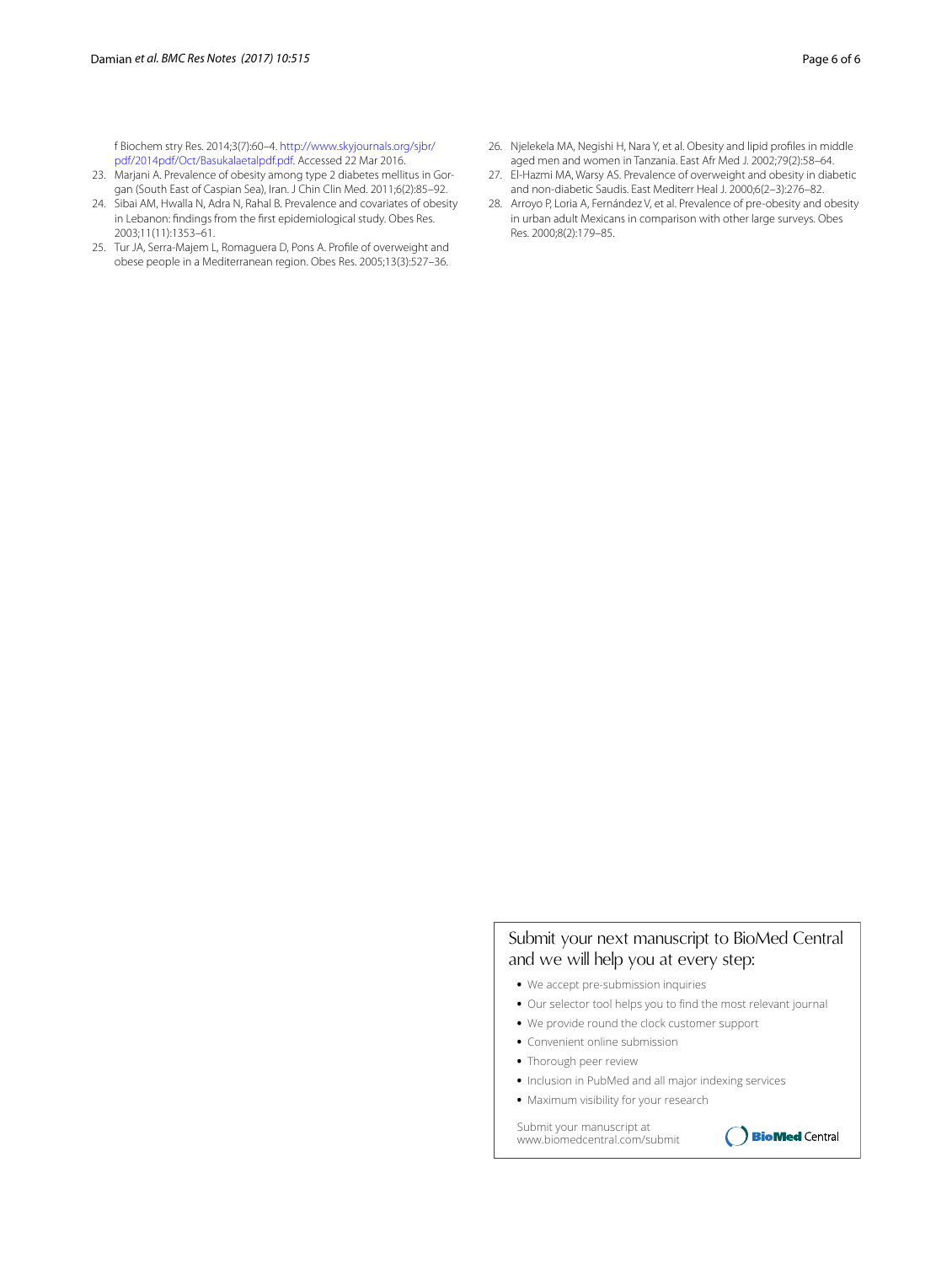f Biochem stry Res. 2014;3(7):60–4. http://www.skyjournals.org/sjbr/pdf/2014pdf/Oct/Basukalaetalpdf.pdf. Accessed 22 Mar 2016.

23. Marjani A. Prevalence of obesity among type 2 diabetes mellitus in Gorgan (South East of Caspian Sea), Iran. J Chin Clin Med. 2011;6(2):85–92.
24. Sibai AM, Hwalla N, Adra N, Rahal B. Prevalence and covariates of obesity in Lebanon: findings from the first epidemiological study. Obes Res. 2003;11(11):1353–61.
25. Tur JA, Serra-Majem L, Romaguera D, Pons A. Profile of overweight and obese people in a Mediterranean region. Obes Res. 2005;13(3):527–36.
26. Njelekela MA, Negishi H, Nara Y, et al. Obesity and lipid profiles in middle aged men and women in Tanzania. East Afr Med J. 2002;79(2):58–64.
27. El-Hazmi MA, Warsy AS. Prevalence of overweight and obesity in diabetic and non-diabetic Saudis. East Mediterr Heal J. 2000;6(2–3):276–82.
28. Arroyo P, Loria A, Fernández V, et al. Prevalence of pre-obesity and obesity in urban adult Mexicans in comparison with other large surveys. Obes Res. 2000;8(2):179–85.

Submit your next manuscript to BioMed Central and we will help you at every step:

- We accept pre-submission inquiries
- Our selector tool helps you to find the most relevant journal
- We provide round the clock customer support
- Convenient online submission
- Thorough peer review
- Inclusion in PubMed and all major indexing services
- Maximum visibility for your research

Submit your manuscript at www.biomedcentral.com/submit

BioMed Central